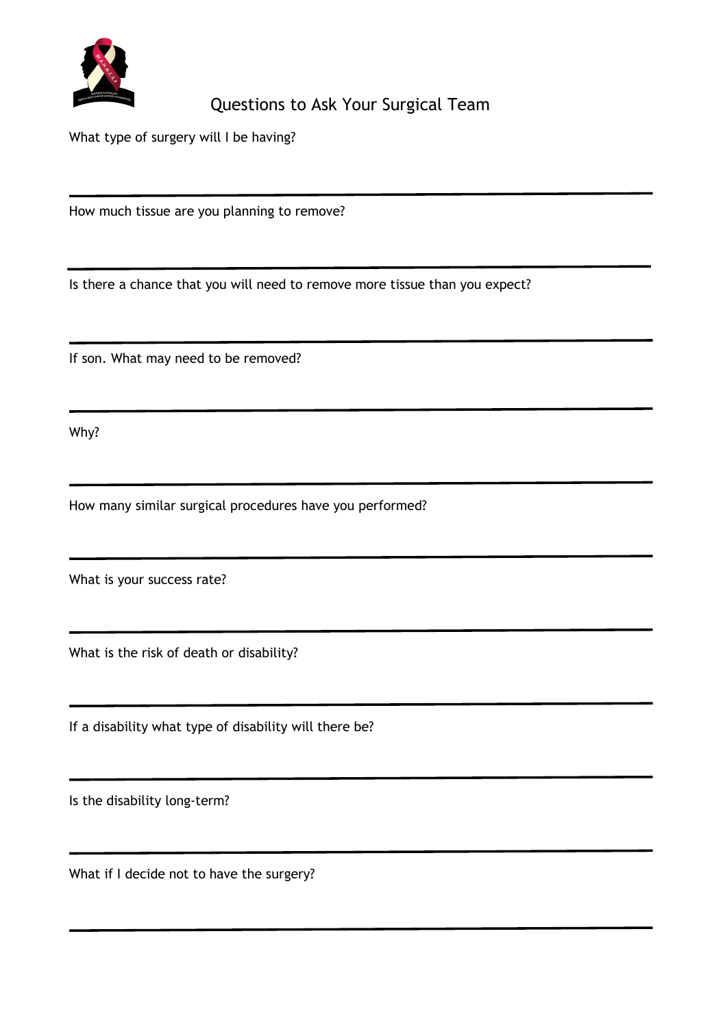# Questions to Ask Your Surgical Team

What type of surgery will I be having?

---

How much tissue are you planning to remove?

---

Is there a chance that you will need to remove more tissue than you expect?

---

If son. What may need to be removed?

---

Why?

---

How many similar surgical procedures have you performed?

---

What is your success rate?

---

What is the risk of death or disability?

---

If a disability what type of disability will there be?

---

Is the disability long-term?

---

What if I decide not to have the surgery?

---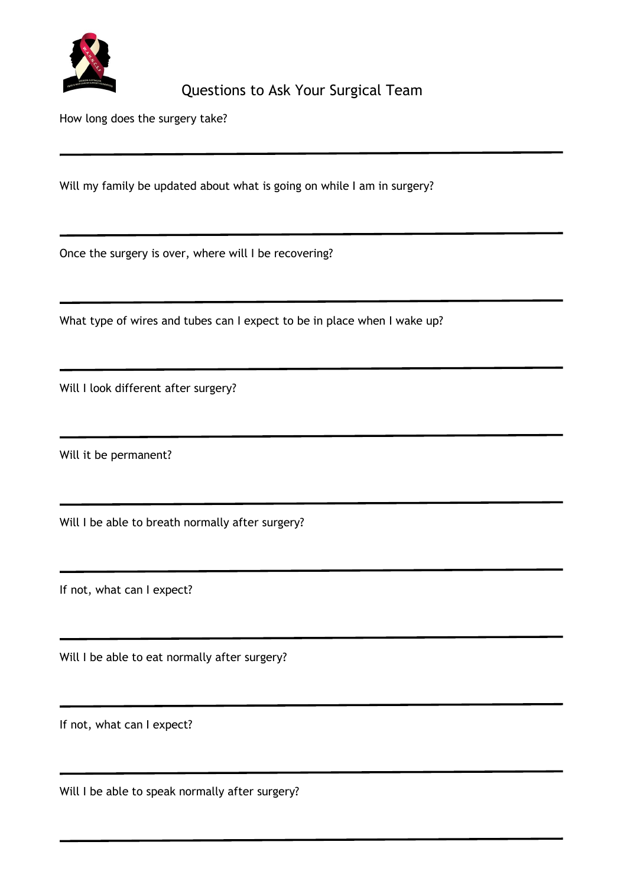# Questions to Ask Your Surgical Team

How long does the surgery take?

---

Will my family be updated about what is going on while I am in surgery?

---

Once the surgery is over, where will I be recovering?

---

What type of wires and tubes can I expect to be in place when I wake up?

---

Will I look different after surgery?

---

Will it be permanent?

---

Will I be able to breath normally after surgery?

---

If not, what can I expect?

---

Will I be able to eat normally after surgery?

---

If not, what can I expect?

---

Will I be able to speak normally after surgery?

---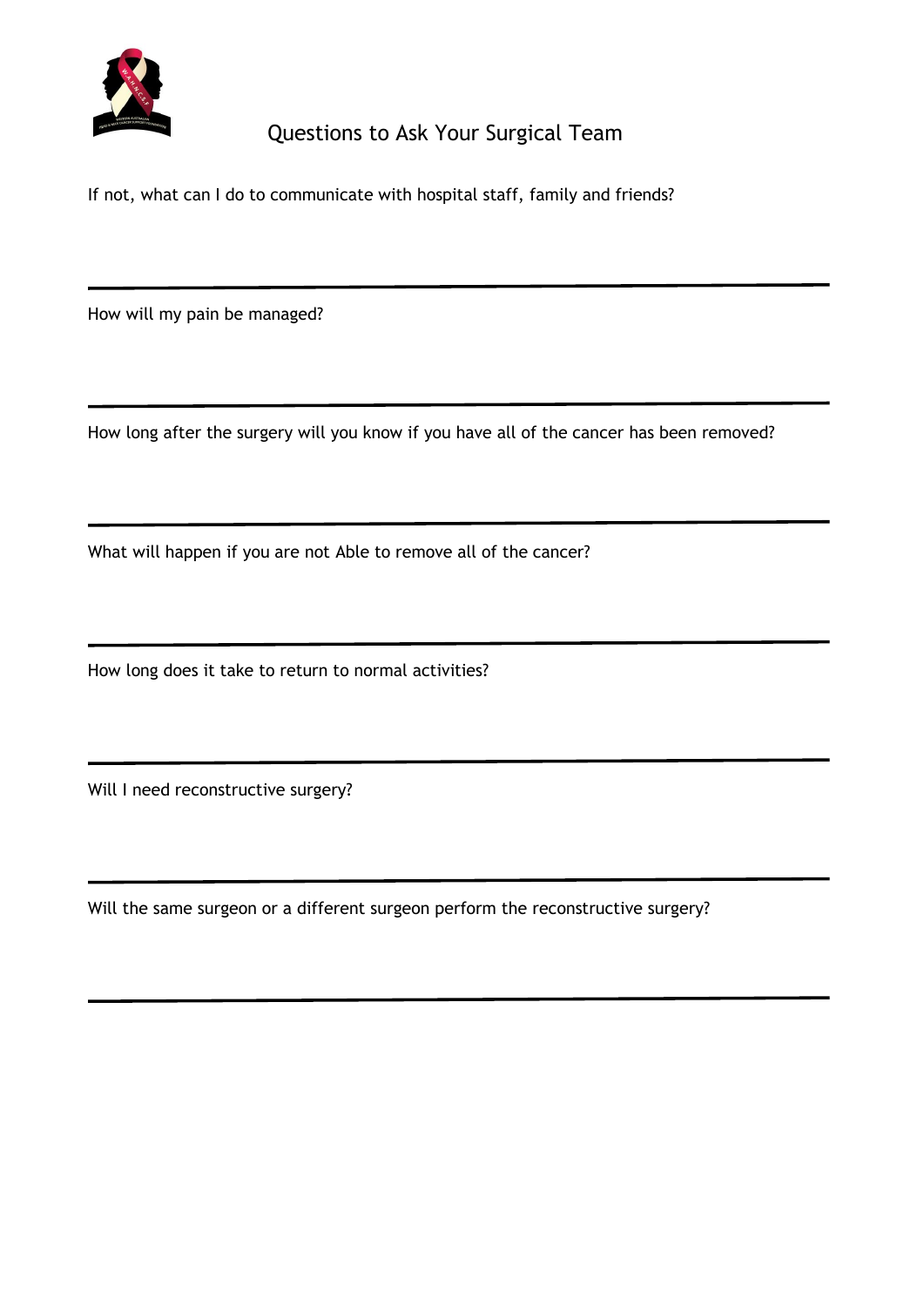## Questions to Ask Your Surgical Team

If not, what can I do to communicate with hospital staff, family and friends?

---

How will my pain be managed?

---

How long after the surgery will you know if you have all of the cancer has been removed?

---

What will happen if you are not Able to remove all of the cancer?

---

How long does it take to return to normal activities?

---

Will I need reconstructive surgery?

---

Will the same surgeon or a different surgeon perform the reconstructive surgery?

---